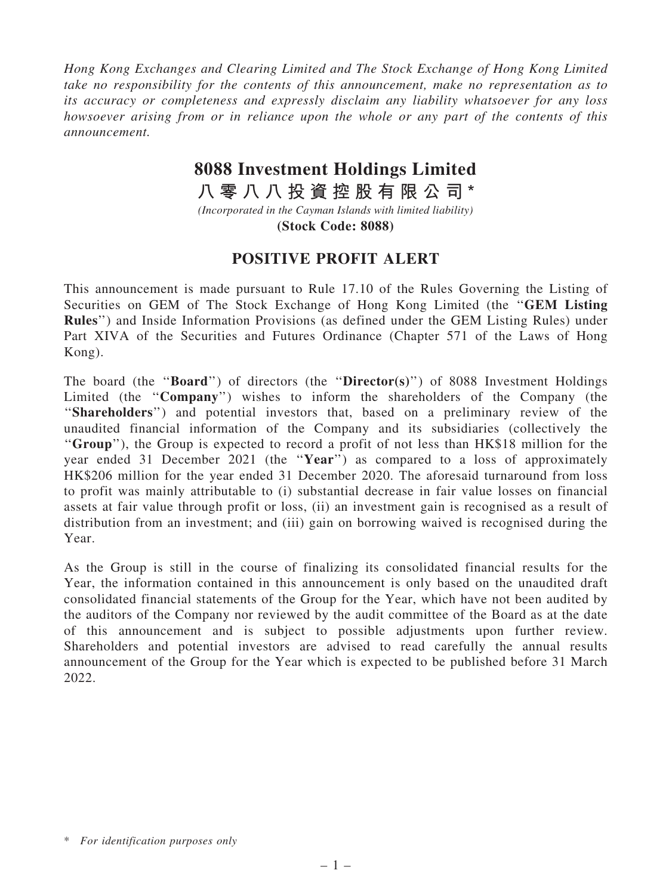*Hong Kong Exchanges and Clearing Limited and The Stock Exchange of Hong Kong Limited take no responsibility for the contents of this announcement, make no representation as to its accuracy or completeness and expressly disclaim any liability whatsoever for any loss howsoever arising from or in reliance upon the whole or any part of the contents of this announcement.*

# 8088 Investment Holdings Limited

# 八零八八投資控股有限公司*

*(Incorporated in the Cayman Islands with limited liability)*

**(Stock Code: 8088)**

## POSITIVE PROFIT ALERT

This announcement is made pursuant to Rule 17.10 of the Rules Governing the Listing of Securities on GEM of The Stock Exchange of Hong Kong Limited (the "**GEM Listing Rules**") and Inside Information Provisions (as defined under the GEM Listing Rules) under Part XIVA of the Securities and Futures Ordinance (Chapter 571 of the Laws of Hong Kong).

The board (the "**Board**") of directors (the "**Director(s)**") of 8088 Investment Holdings Limited (the "**Company**") wishes to inform the shareholders of the Company (the "**Shareholders**") and potential investors that, based on a preliminary review of the unaudited financial information of the Company and its subsidiaries (collectively the "**Group**"), the Group is expected to record a profit of not less than HK$18 million for the year ended 31 December 2021 (the "**Year**") as compared to a loss of approximately HK$206 million for the year ended 31 December 2020. The aforesaid turnaround from loss to profit was mainly attributable to (i) substantial decrease in fair value losses on financial assets at fair value through profit or loss, (ii) an investment gain is recognised as a result of distribution from an investment; and (iii) gain on borrowing waived is recognised during the Year.

As the Group is still in the course of finalizing its consolidated financial results for the Year, the information contained in this announcement is only based on the unaudited draft consolidated financial statements of the Group for the Year, which have not been audited by the auditors of the Company nor reviewed by the audit committee of the Board as at the date of this announcement and is subject to possible adjustments upon further review. Shareholders and potential investors are advised to read carefully the annual results announcement of the Group for the Year which is expected to be published before 31 March 2022.

\* *For identification purposes only*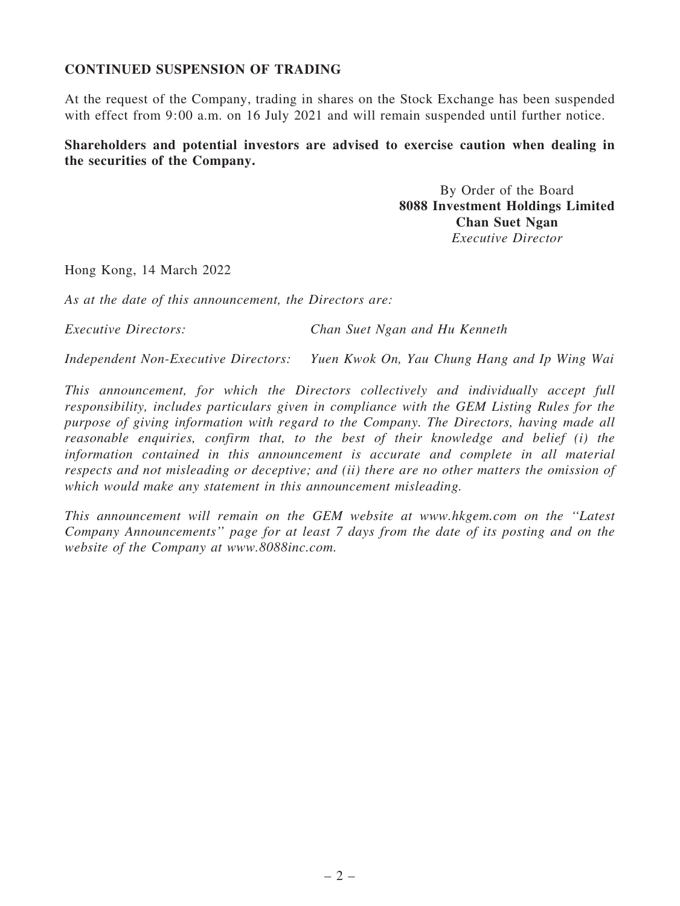## CONTINUED SUSPENSION OF TRADING

At the request of the Company, trading in shares on the Stock Exchange has been suspended with effect from 9:00 a.m. on 16 July 2021 and will remain suspended until further notice.

**Shareholders and potential investors are advised to exercise caution when dealing in the securities of the Company.**

By Order of the Board
**8088 Investment Holdings Limited**
**Chan Suet Ngan**
*Executive Director*

Hong Kong, 14 March 2022

*As at the date of this announcement, the Directors are:*

| | |
|---|---|
| *Executive Directors:* | Chan Suet Ngan and Hu Kenneth |
| *Independent Non-Executive Directors:* | Yuen Kwok On, Yau Chung Hang and Ip Wing Wai |

*This announcement, for which the Directors collectively and individually accept full responsibility, includes particulars given in compliance with the GEM Listing Rules for the purpose of giving information with regard to the Company. The Directors, having made all reasonable enquiries, confirm that, to the best of their knowledge and belief (i) the information contained in this announcement is accurate and complete in all material respects and not misleading or deceptive; and (ii) there are no other matters the omission of which would make any statement in this announcement misleading.*

*This announcement will remain on the GEM website at www.hkgem.com on the "Latest Company Announcements" page for at least 7 days from the date of its posting and on the website of the Company at www.8088inc.com.*